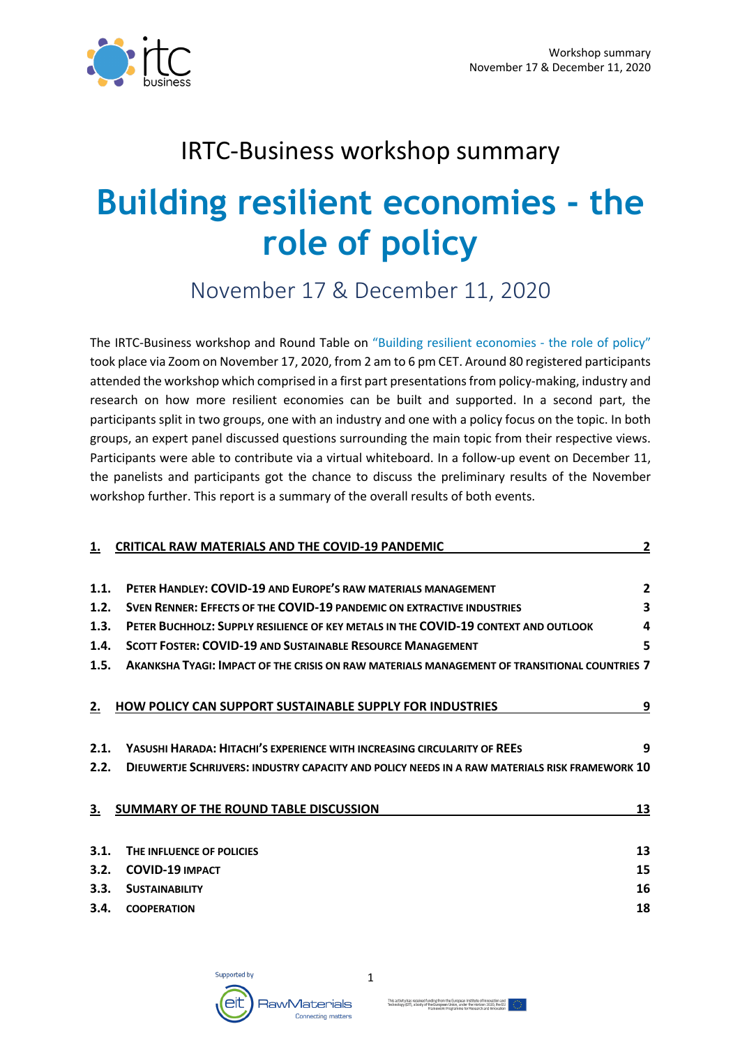IRTC-Business workshop summary

# Building resilient economies - the role of policy

## November 17 & December 11, 2020

The IRTC-Business workshop and Round Table on "Building resilient economies - the role of policy" took place via Zoom on November 17, 2020, from 2 am to 6 pm CET. Around 80 registered participants attended the workshop which comprised in a first part presentations from policy-making, industry and research on how more resilient economies can be built and supported. In a second part, the participants split in two groups, one with an industry and one with a policy focus on the topic. In both groups, an expert panel discussed questions surrounding the main topic from their respective views. Participants were able to contribute via a virtual whiteboard. In a follow-up event on December 11, the panelists and participants got the chance to discuss the preliminary results of the November workshop further. This report is a summary of the overall results of both events.

| | | |
|---|---|---|
| **1.** | **CRITICAL RAW MATERIALS AND THE COVID-19 PANDEMIC** | **2** |
| **1.1.** | **PETER HANDLEY: COVID-19 AND EUROPE'S RAW MATERIALS MANAGEMENT** | **2** |
| **1.2.** | **SVEN RENNER: EFFECTS OF THE COVID-19 PANDEMIC ON EXTRACTIVE INDUSTRIES** | **3** |
| **1.3.** | **PETER BUCHHOLZ: SUPPLY RESILIENCE OF KEY METALS IN THE COVID-19 CONTEXT AND OUTLOOK** | **4** |
| **1.4.** | **SCOTT FOSTER: COVID-19 AND SUSTAINABLE RESOURCE MANAGEMENT** | **5** |
| **1.5.** | **AKANKSHA TYAGI: IMPACT OF THE CRISIS ON RAW MATERIALS MANAGEMENT OF TRANSITIONAL COUNTRIES** | **7** |
| **2.** | **HOW POLICY CAN SUPPORT SUSTAINABLE SUPPLY FOR INDUSTRIES** | **9** |
| **2.1.** | **YASUSHI HARADA: HITACHI'S EXPERIENCE WITH INCREASING CIRCULARITY OF REES** | **9** |
| **2.2.** | **DIEUWERTJE SCHRIJVERS: INDUSTRY CAPACITY AND POLICY NEEDS IN A RAW MATERIALS RISK FRAMEWORK** | **10** |
| **3.** | **SUMMARY OF THE ROUND TABLE DISCUSSION** | **13** |
| **3.1.** | **THE INFLUENCE OF POLICIES** | **13** |
| **3.2.** | **COVID-19 IMPACT** | **15** |
| **3.3.** | **SUSTAINABILITY** | **16** |
| **3.4.** | **COOPERATION** | **18** |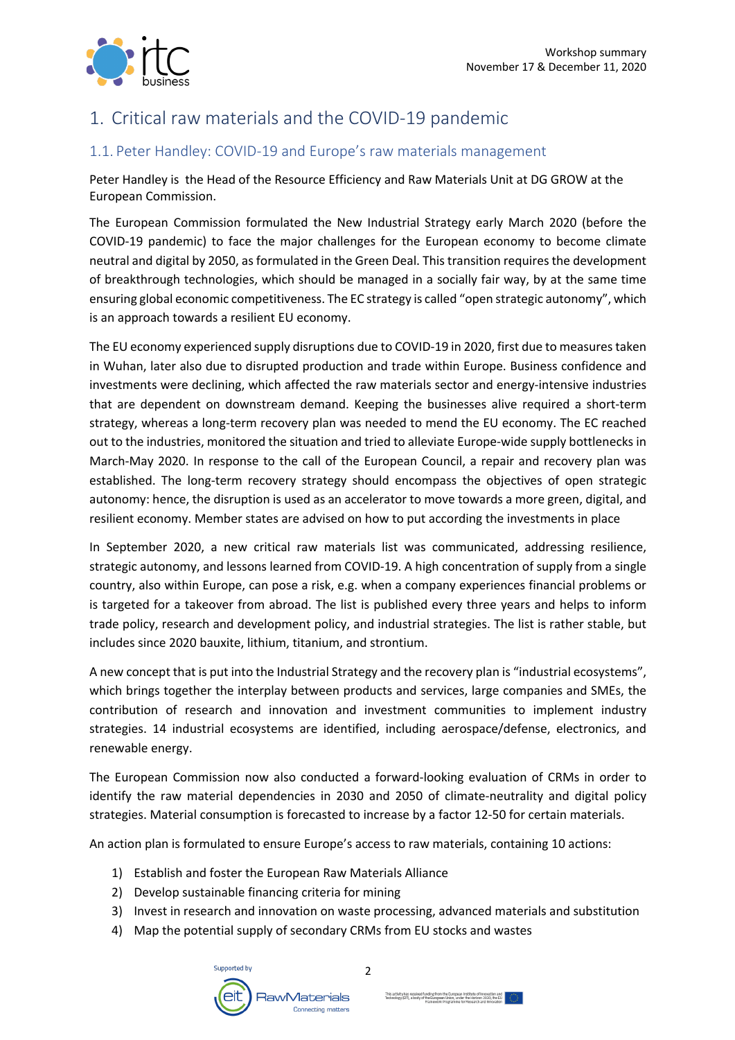# 1. Critical raw materials and the COVID-19 pandemic

## 1.1. Peter Handley: COVID-19 and Europe's raw materials management

Peter Handley is the Head of the Resource Efficiency and Raw Materials Unit at DG GROW at the European Commission.

The European Commission formulated the New Industrial Strategy early March 2020 (before the COVID-19 pandemic) to face the major challenges for the European economy to become climate neutral and digital by 2050, as formulated in the Green Deal. This transition requires the development of breakthrough technologies, which should be managed in a socially fair way, by at the same time ensuring global economic competitiveness. The EC strategy is called "open strategic autonomy", which is an approach towards a resilient EU economy.

The EU economy experienced supply disruptions due to COVID-19 in 2020, first due to measures taken in Wuhan, later also due to disrupted production and trade within Europe. Business confidence and investments were declining, which affected the raw materials sector and energy-intensive industries that are dependent on downstream demand. Keeping the businesses alive required a short-term strategy, whereas a long-term recovery plan was needed to mend the EU economy. The EC reached out to the industries, monitored the situation and tried to alleviate Europe-wide supply bottlenecks in March-May 2020. In response to the call of the European Council, a repair and recovery plan was established. The long-term recovery strategy should encompass the objectives of open strategic autonomy: hence, the disruption is used as an accelerator to move towards a more green, digital, and resilient economy. Member states are advised on how to put according the investments in place

In September 2020, a new critical raw materials list was communicated, addressing resilience, strategic autonomy, and lessons learned from COVID-19. A high concentration of supply from a single country, also within Europe, can pose a risk, e.g. when a company experiences financial problems or is targeted for a takeover from abroad. The list is published every three years and helps to inform trade policy, research and development policy, and industrial strategies. The list is rather stable, but includes since 2020 bauxite, lithium, titanium, and strontium.

A new concept that is put into the Industrial Strategy and the recovery plan is "industrial ecosystems", which brings together the interplay between products and services, large companies and SMEs, the contribution of research and innovation and investment communities to implement industry strategies. 14 industrial ecosystems are identified, including aerospace/defense, electronics, and renewable energy.

The European Commission now also conducted a forward-looking evaluation of CRMs in order to identify the raw material dependencies in 2030 and 2050 of climate-neutrality and digital policy strategies. Material consumption is forecasted to increase by a factor 12-50 for certain materials.

An action plan is formulated to ensure Europe's access to raw materials, containing 10 actions:

1) Establish and foster the European Raw Materials Alliance
2) Develop sustainable financing criteria for mining
3) Invest in research and innovation on waste processing, advanced materials and substitution
4) Map the potential supply of secondary CRMs from EU stocks and wastes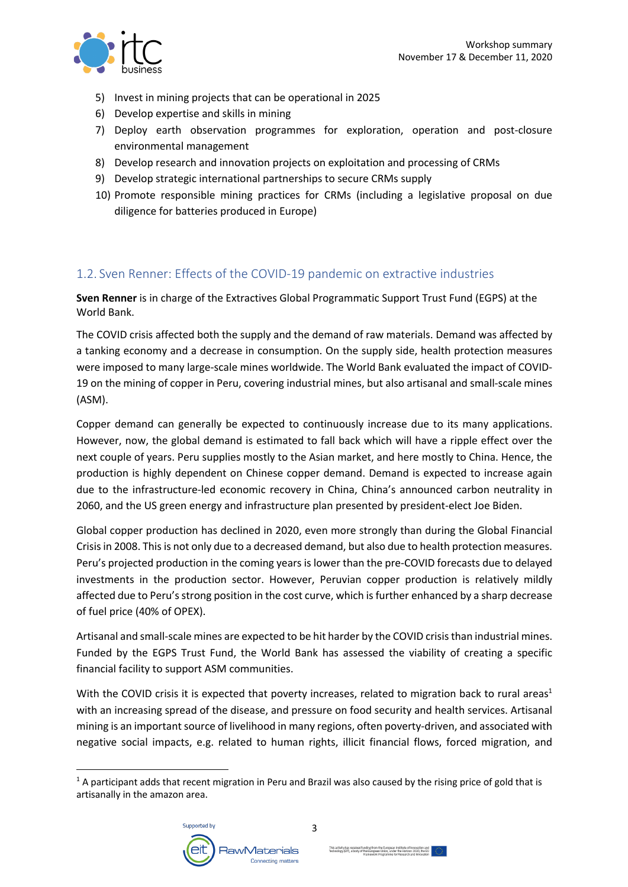5) Invest in mining projects that can be operational in 2025
6) Develop expertise and skills in mining
7) Deploy earth observation programmes for exploration, operation and post-closure environmental management
8) Develop research and innovation projects on exploitation and processing of CRMs
9) Develop strategic international partnerships to secure CRMs supply
10) Promote responsible mining practices for CRMs (including a legislative proposal on due diligence for batteries produced in Europe)

## 1.2. Sven Renner: Effects of the COVID-19 pandemic on extractive industries

**Sven Renner** is in charge of the Extractives Global Programmatic Support Trust Fund (EGPS) at the World Bank.

The COVID crisis affected both the supply and the demand of raw materials. Demand was affected by a tanking economy and a decrease in consumption. On the supply side, health protection measures were imposed to many large-scale mines worldwide. The World Bank evaluated the impact of COVID-19 on the mining of copper in Peru, covering industrial mines, but also artisanal and small-scale mines (ASM).

Copper demand can generally be expected to continuously increase due to its many applications. However, now, the global demand is estimated to fall back which will have a ripple effect over the next couple of years. Peru supplies mostly to the Asian market, and here mostly to China. Hence, the production is highly dependent on Chinese copper demand. Demand is expected to increase again due to the infrastructure-led economic recovery in China, China's announced carbon neutrality in 2060, and the US green energy and infrastructure plan presented by president-elect Joe Biden.

Global copper production has declined in 2020, even more strongly than during the Global Financial Crisis in 2008. This is not only due to a decreased demand, but also due to health protection measures. Peru's projected production in the coming years is lower than the pre-COVID forecasts due to delayed investments in the production sector. However, Peruvian copper production is relatively mildly affected due to Peru's strong position in the cost curve, which is further enhanced by a sharp decrease of fuel price (40% of OPEX).

Artisanal and small-scale mines are expected to be hit harder by the COVID crisis than industrial mines. Funded by the EGPS Trust Fund, the World Bank has assessed the viability of creating a specific financial facility to support ASM communities.

With the COVID crisis it is expected that poverty increases, related to migration back to rural areas[1] with an increasing spread of the disease, and pressure on food security and health services. Artisanal mining is an important source of livelihood in many regions, often poverty-driven, and associated with negative social impacts, e.g. related to human rights, illicit financial flows, forced migration, and

[1] A participant adds that recent migration in Peru and Brazil was also caused by the rising price of gold that is artisanally in the amazon area.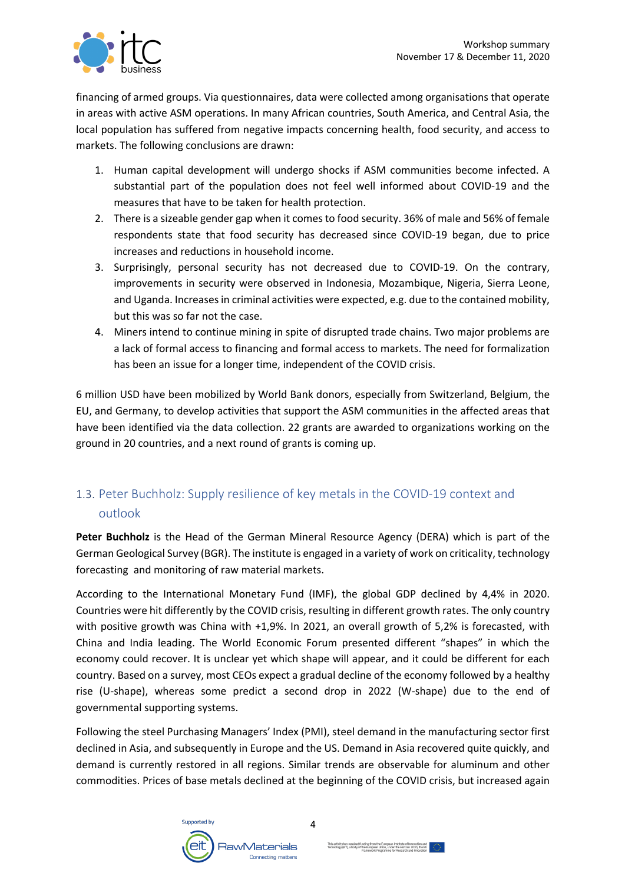financing of armed groups. Via questionnaires, data were collected among organisations that operate in areas with active ASM operations. In many African countries, South America, and Central Asia, the local population has suffered from negative impacts concerning health, food security, and access to markets. The following conclusions are drawn:

1. Human capital development will undergo shocks if ASM communities become infected. A substantial part of the population does not feel well informed about COVID-19 and the measures that have to be taken for health protection.
2. There is a sizeable gender gap when it comes to food security. 36% of male and 56% of female respondents state that food security has decreased since COVID-19 began, due to price increases and reductions in household income.
3. Surprisingly, personal security has not decreased due to COVID-19. On the contrary, improvements in security were observed in Indonesia, Mozambique, Nigeria, Sierra Leone, and Uganda. Increases in criminal activities were expected, e.g. due to the contained mobility, but this was so far not the case.
4. Miners intend to continue mining in spite of disrupted trade chains. Two major problems are a lack of formal access to financing and formal access to markets. The need for formalization has been an issue for a longer time, independent of the COVID crisis.

6 million USD have been mobilized by World Bank donors, especially from Switzerland, Belgium, the EU, and Germany, to develop activities that support the ASM communities in the affected areas that have been identified via the data collection. 22 grants are awarded to organizations working on the ground in 20 countries, and a next round of grants is coming up.

### 1.3. Peter Buchholz: Supply resilience of key metals in the COVID-19 context and outlook

**Peter Buchholz** is the Head of the German Mineral Resource Agency (DERA) which is part of the German Geological Survey (BGR). The institute is engaged in a variety of work on criticality, technology forecasting and monitoring of raw material markets.

According to the International Monetary Fund (IMF), the global GDP declined by 4,4% in 2020. Countries were hit differently by the COVID crisis, resulting in different growth rates. The only country with positive growth was China with +1,9%. In 2021, an overall growth of 5,2% is forecasted, with China and India leading. The World Economic Forum presented different "shapes" in which the economy could recover. It is unclear yet which shape will appear, and it could be different for each country. Based on a survey, most CEOs expect a gradual decline of the economy followed by a healthy rise (U-shape), whereas some predict a second drop in 2022 (W-shape) due to the end of governmental supporting systems.

Following the steel Purchasing Managers' Index (PMI), steel demand in the manufacturing sector first declined in Asia, and subsequently in Europe and the US. Demand in Asia recovered quite quickly, and demand is currently restored in all regions. Similar trends are observable for aluminum and other commodities. Prices of base metals declined at the beginning of the COVID crisis, but increased again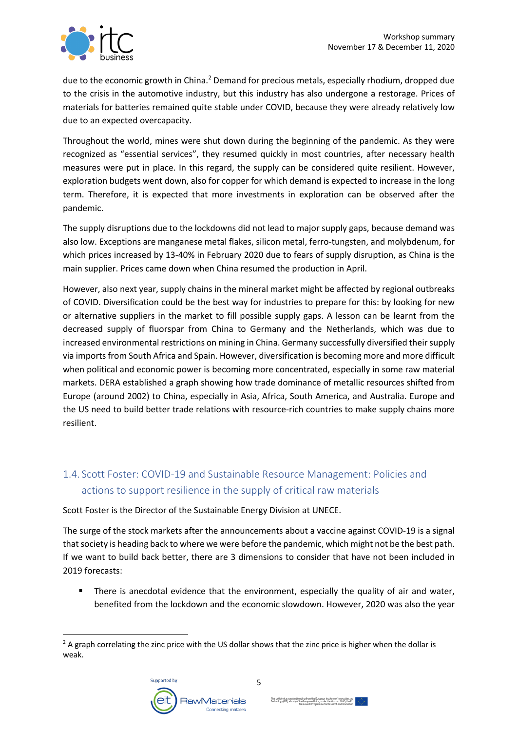due to the economic growth in China.[2] Demand for precious metals, especially rhodium, dropped due to the crisis in the automotive industry, but this industry has also undergone a restorage. Prices of materials for batteries remained quite stable under COVID, because they were already relatively low due to an expected overcapacity.

Throughout the world, mines were shut down during the beginning of the pandemic. As they were recognized as "essential services", they resumed quickly in most countries, after necessary health measures were put in place. In this regard, the supply can be considered quite resilient. However, exploration budgets went down, also for copper for which demand is expected to increase in the long term. Therefore, it is expected that more investments in exploration can be observed after the pandemic.

The supply disruptions due to the lockdowns did not lead to major supply gaps, because demand was also low. Exceptions are manganese metal flakes, silicon metal, ferro-tungsten, and molybdenum, for which prices increased by 13-40% in February 2020 due to fears of supply disruption, as China is the main supplier. Prices came down when China resumed the production in April.

However, also next year, supply chains in the mineral market might be affected by regional outbreaks of COVID. Diversification could be the best way for industries to prepare for this: by looking for new or alternative suppliers in the market to fill possible supply gaps. A lesson can be learnt from the decreased supply of fluorspar from China to Germany and the Netherlands, which was due to increased environmental restrictions on mining in China. Germany successfully diversified their supply via imports from South Africa and Spain. However, diversification is becoming more and more difficult when political and economic power is becoming more concentrated, especially in some raw material markets. DERA established a graph showing how trade dominance of metallic resources shifted from Europe (around 2002) to China, especially in Asia, Africa, South America, and Australia. Europe and the US need to build better trade relations with resource-rich countries to make supply chains more resilient.

## 1.4. Scott Foster: COVID-19 and Sustainable Resource Management: Policies and actions to support resilience in the supply of critical raw materials

Scott Foster is the Director of the Sustainable Energy Division at UNECE.

The surge of the stock markets after the announcements about a vaccine against COVID-19 is a signal that society is heading back to where we were before the pandemic, which might not be the best path. If we want to build back better, there are 3 dimensions to consider that have not been included in 2019 forecasts:

- There is anecdotal evidence that the environment, especially the quality of air and water, benefited from the lockdown and the economic slowdown. However, 2020 was also the year

[2] A graph correlating the zinc price with the US dollar shows that the zinc price is higher when the dollar is weak.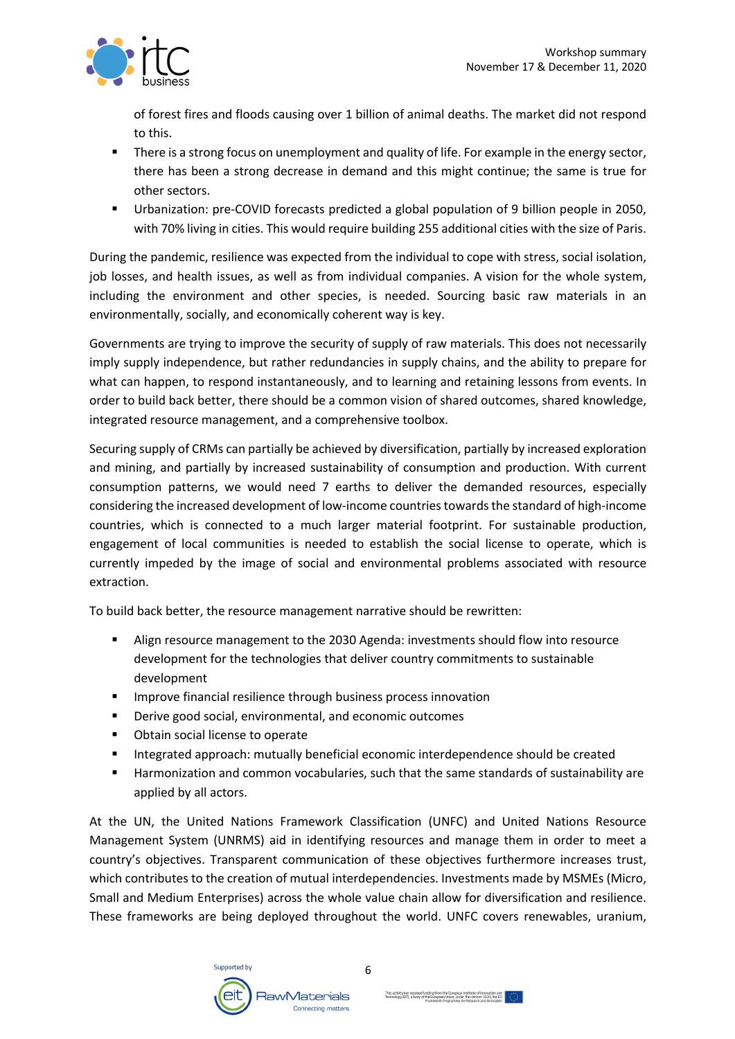of forest fires and floods causing over 1 billion of animal deaths. The market did not respond to this.

- There is a strong focus on unemployment and quality of life. For example in the energy sector, there has been a strong decrease in demand and this might continue; the same is true for other sectors.
- Urbanization: pre-COVID forecasts predicted a global population of 9 billion people in 2050, with 70% living in cities. This would require building 255 additional cities with the size of Paris.

During the pandemic, resilience was expected from the individual to cope with stress, social isolation, job losses, and health issues, as well as from individual companies. A vision for the whole system, including the environment and other species, is needed. Sourcing basic raw materials in an environmentally, socially, and economically coherent way is key.

Governments are trying to improve the security of supply of raw materials. This does not necessarily imply supply independence, but rather redundancies in supply chains, and the ability to prepare for what can happen, to respond instantaneously, and to learning and retaining lessons from events. In order to build back better, there should be a common vision of shared outcomes, shared knowledge, integrated resource management, and a comprehensive toolbox.

Securing supply of CRMs can partially be achieved by diversification, partially by increased exploration and mining, and partially by increased sustainability of consumption and production. With current consumption patterns, we would need 7 earths to deliver the demanded resources, especially considering the increased development of low-income countries towards the standard of high-income countries, which is connected to a much larger material footprint. For sustainable production, engagement of local communities is needed to establish the social license to operate, which is currently impeded by the image of social and environmental problems associated with resource extraction.

To build back better, the resource management narrative should be rewritten:

- Align resource management to the 2030 Agenda: investments should flow into resource development for the technologies that deliver country commitments to sustainable development
- Improve financial resilience through business process innovation
- Derive good social, environmental, and economic outcomes
- Obtain social license to operate
- Integrated approach: mutually beneficial economic interdependence should be created
- Harmonization and common vocabularies, such that the same standards of sustainability are applied by all actors.

At the UN, the United Nations Framework Classification (UNFC) and United Nations Resource Management System (UNRMS) aid in identifying resources and manage them in order to meet a country's objectives. Transparent communication of these objectives furthermore increases trust, which contributes to the creation of mutual interdependencies. Investments made by MSMEs (Micro, Small and Medium Enterprises) across the whole value chain allow for diversification and resilience. These frameworks are being deployed throughout the world. UNFC covers renewables, uranium,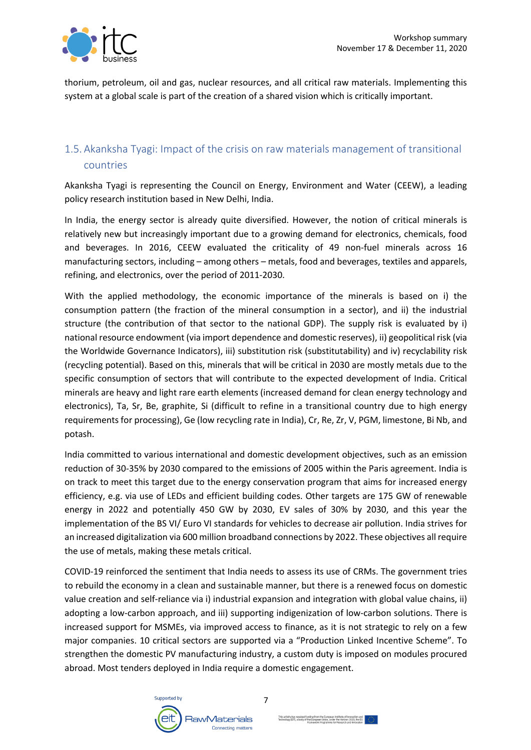thorium, petroleum, oil and gas, nuclear resources, and all critical raw materials. Implementing this system at a global scale is part of the creation of a shared vision which is critically important.

## 1.5. Akanksha Tyagi: Impact of the crisis on raw materials management of transitional countries

Akanksha Tyagi is representing the Council on Energy, Environment and Water (CEEW), a leading policy research institution based in New Delhi, India.

In India, the energy sector is already quite diversified. However, the notion of critical minerals is relatively new but increasingly important due to a growing demand for electronics, chemicals, food and beverages. In 2016, CEEW evaluated the criticality of 49 non-fuel minerals across 16 manufacturing sectors, including – among others – metals, food and beverages, textiles and apparels, refining, and electronics, over the period of 2011-2030.

With the applied methodology, the economic importance of the minerals is based on i) the consumption pattern (the fraction of the mineral consumption in a sector), and ii) the industrial structure (the contribution of that sector to the national GDP). The supply risk is evaluated by i) national resource endowment (via import dependence and domestic reserves), ii) geopolitical risk (via the Worldwide Governance Indicators), iii) substitution risk (substitutability) and iv) recyclability risk (recycling potential). Based on this, minerals that will be critical in 2030 are mostly metals due to the specific consumption of sectors that will contribute to the expected development of India. Critical minerals are heavy and light rare earth elements (increased demand for clean energy technology and electronics), Ta, Sr, Be, graphite, Si (difficult to refine in a transitional country due to high energy requirements for processing), Ge (low recycling rate in India), Cr, Re, Zr, V, PGM, limestone, Bi Nb, and potash.

India committed to various international and domestic development objectives, such as an emission reduction of 30-35% by 2030 compared to the emissions of 2005 within the Paris agreement. India is on track to meet this target due to the energy conservation program that aims for increased energy efficiency, e.g. via use of LEDs and efficient building codes. Other targets are 175 GW of renewable energy in 2022 and potentially 450 GW by 2030, EV sales of 30% by 2030, and this year the implementation of the BS VI/ Euro VI standards for vehicles to decrease air pollution. India strives for an increased digitalization via 600 million broadband connections by 2022. These objectives all require the use of metals, making these metals critical.

COVID-19 reinforced the sentiment that India needs to assess its use of CRMs. The government tries to rebuild the economy in a clean and sustainable manner, but there is a renewed focus on domestic value creation and self-reliance via i) industrial expansion and integration with global value chains, ii) adopting a low-carbon approach, and iii) supporting indigenization of low-carbon solutions. There is increased support for MSMEs, via improved access to finance, as it is not strategic to rely on a few major companies. 10 critical sectors are supported via a "Production Linked Incentive Scheme". To strengthen the domestic PV manufacturing industry, a custom duty is imposed on modules procured abroad. Most tenders deployed in India require a domestic engagement.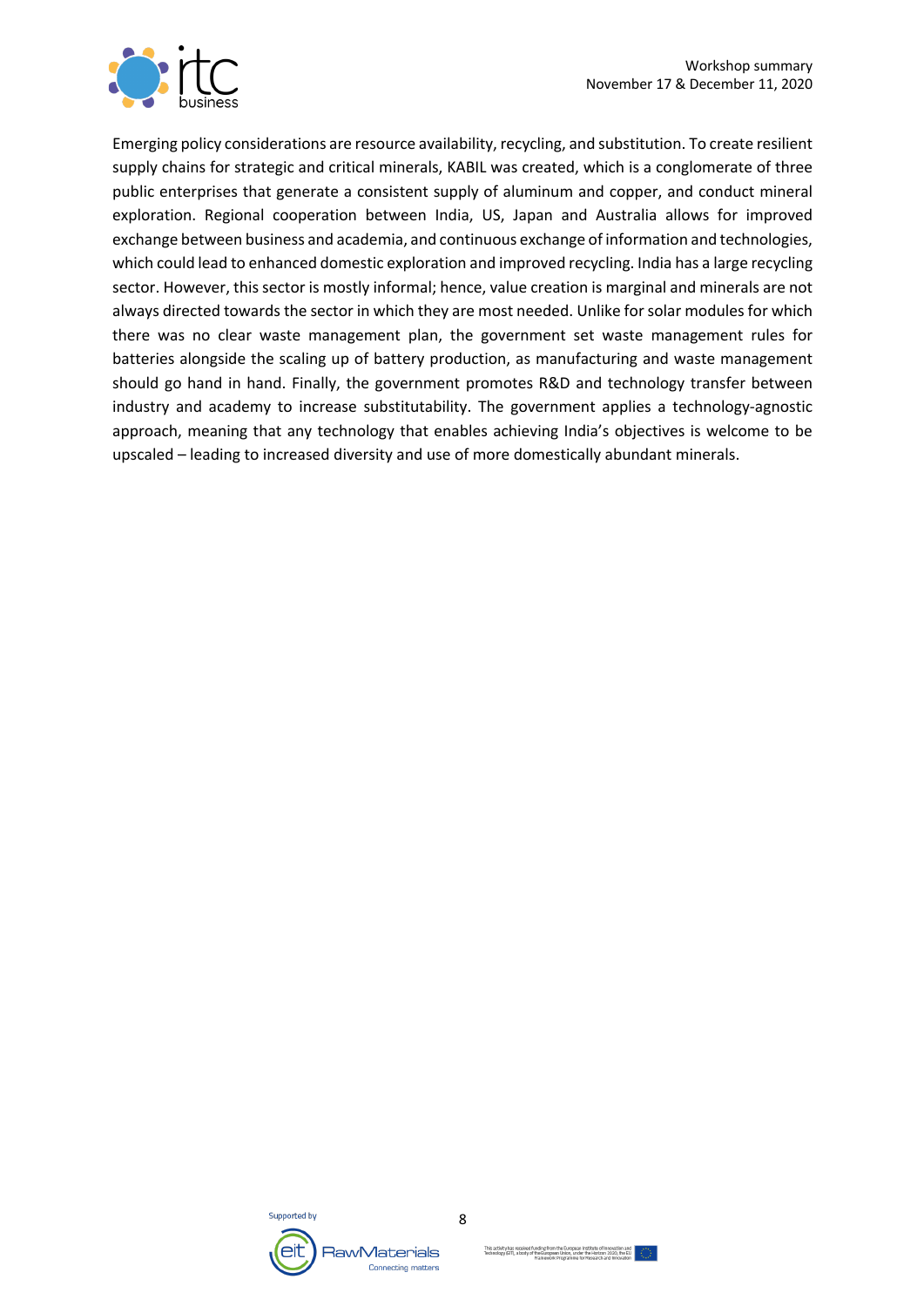Emerging policy considerations are resource availability, recycling, and substitution. To create resilient supply chains for strategic and critical minerals, KABIL was created, which is a conglomerate of three public enterprises that generate a consistent supply of aluminum and copper, and conduct mineral exploration. Regional cooperation between India, US, Japan and Australia allows for improved exchange between business and academia, and continuous exchange of information and technologies, which could lead to enhanced domestic exploration and improved recycling. India has a large recycling sector. However, this sector is mostly informal; hence, value creation is marginal and minerals are not always directed towards the sector in which they are most needed. Unlike for solar modules for which there was no clear waste management plan, the government set waste management rules for batteries alongside the scaling up of battery production, as manufacturing and waste management should go hand in hand. Finally, the government promotes R&D and technology transfer between industry and academy to increase substitutability. The government applies a technology-agnostic approach, meaning that any technology that enables achieving India's objectives is welcome to be upscaled – leading to increased diversity and use of more domestically abundant minerals.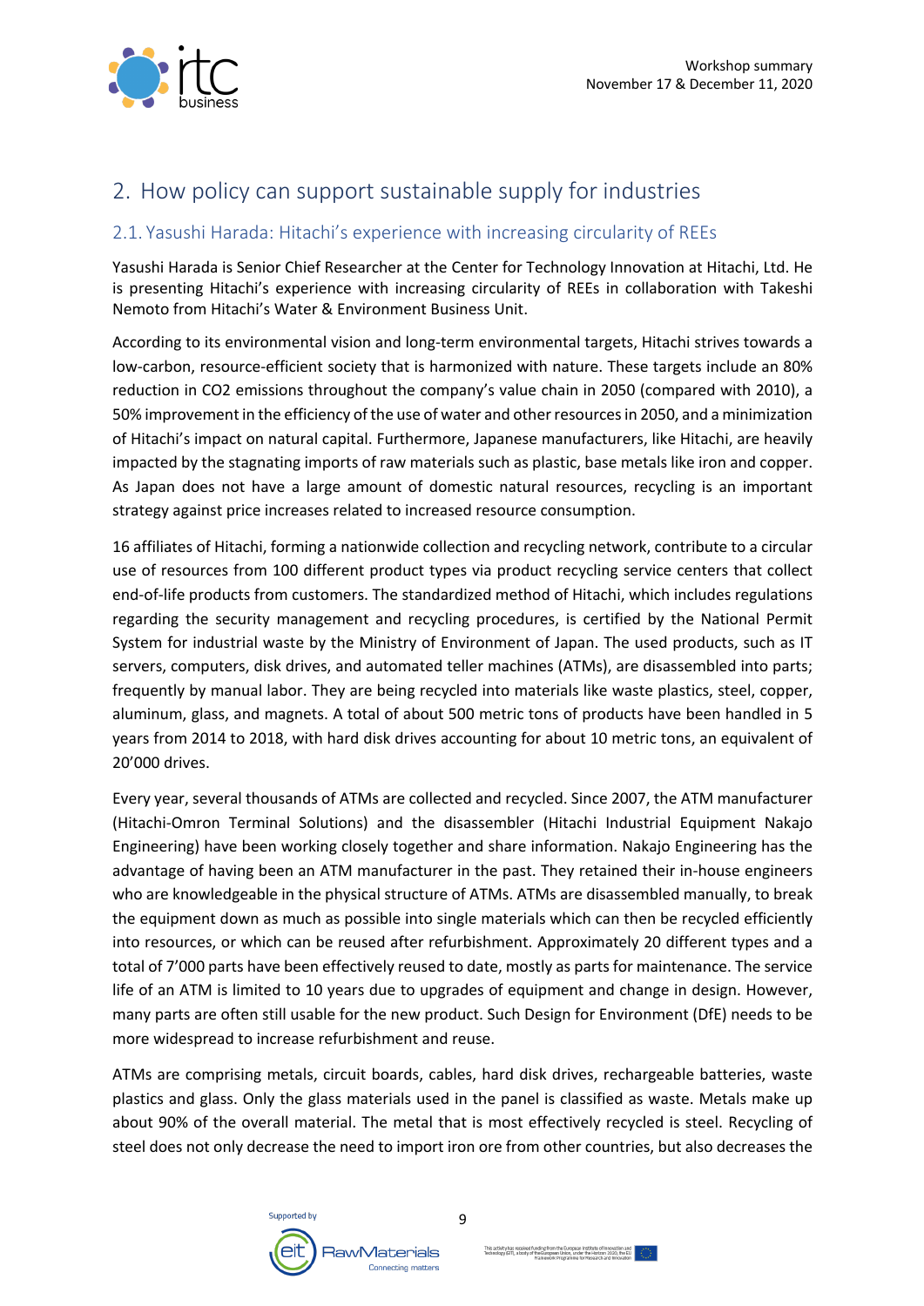## 2. How policy can support sustainable supply for industries

### 2.1. Yasushi Harada: Hitachi's experience with increasing circularity of REEs

Yasushi Harada is Senior Chief Researcher at the Center for Technology Innovation at Hitachi, Ltd. He is presenting Hitachi's experience with increasing circularity of REEs in collaboration with Takeshi Nemoto from Hitachi's Water & Environment Business Unit.

According to its environmental vision and long-term environmental targets, Hitachi strives towards a low-carbon, resource-efficient society that is harmonized with nature. These targets include an 80% reduction in CO2 emissions throughout the company's value chain in 2050 (compared with 2010), a 50% improvement in the efficiency of the use of water and other resources in 2050, and a minimization of Hitachi's impact on natural capital. Furthermore, Japanese manufacturers, like Hitachi, are heavily impacted by the stagnating imports of raw materials such as plastic, base metals like iron and copper. As Japan does not have a large amount of domestic natural resources, recycling is an important strategy against price increases related to increased resource consumption.

16 affiliates of Hitachi, forming a nationwide collection and recycling network, contribute to a circular use of resources from 100 different product types via product recycling service centers that collect end-of-life products from customers. The standardized method of Hitachi, which includes regulations regarding the security management and recycling procedures, is certified by the National Permit System for industrial waste by the Ministry of Environment of Japan. The used products, such as IT servers, computers, disk drives, and automated teller machines (ATMs), are disassembled into parts; frequently by manual labor. They are being recycled into materials like waste plastics, steel, copper, aluminum, glass, and magnets. A total of about 500 metric tons of products have been handled in 5 years from 2014 to 2018, with hard disk drives accounting for about 10 metric tons, an equivalent of 20'000 drives.

Every year, several thousands of ATMs are collected and recycled. Since 2007, the ATM manufacturer (Hitachi-Omron Terminal Solutions) and the disassembler (Hitachi Industrial Equipment Nakajo Engineering) have been working closely together and share information. Nakajo Engineering has the advantage of having been an ATM manufacturer in the past. They retained their in-house engineers who are knowledgeable in the physical structure of ATMs. ATMs are disassembled manually, to break the equipment down as much as possible into single materials which can then be recycled efficiently into resources, or which can be reused after refurbishment. Approximately 20 different types and a total of 7'000 parts have been effectively reused to date, mostly as parts for maintenance. The service life of an ATM is limited to 10 years due to upgrades of equipment and change in design. However, many parts are often still usable for the new product. Such Design for Environment (DfE) needs to be more widespread to increase refurbishment and reuse.

ATMs are comprising metals, circuit boards, cables, hard disk drives, rechargeable batteries, waste plastics and glass. Only the glass materials used in the panel is classified as waste. Metals make up about 90% of the overall material. The metal that is most effectively recycled is steel. Recycling of steel does not only decrease the need to import iron ore from other countries, but also decreases the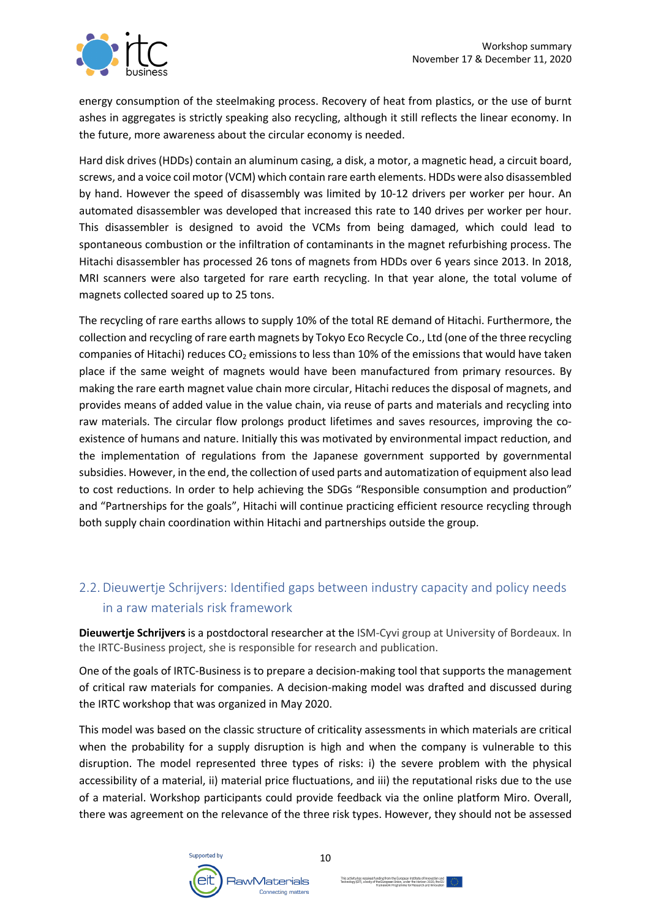energy consumption of the steelmaking process. Recovery of heat from plastics, or the use of burnt ashes in aggregates is strictly speaking also recycling, although it still reflects the linear economy. In the future, more awareness about the circular economy is needed.

Hard disk drives (HDDs) contain an aluminum casing, a disk, a motor, a magnetic head, a circuit board, screws, and a voice coil motor (VCM) which contain rare earth elements. HDDs were also disassembled by hand. However the speed of disassembly was limited by 10-12 drivers per worker per hour. An automated disassembler was developed that increased this rate to 140 drives per worker per hour. This disassembler is designed to avoid the VCMs from being damaged, which could lead to spontaneous combustion or the infiltration of contaminants in the magnet refurbishing process. The Hitachi disassembler has processed 26 tons of magnets from HDDs over 6 years since 2013. In 2018, MRI scanners were also targeted for rare earth recycling. In that year alone, the total volume of magnets collected soared up to 25 tons.

The recycling of rare earths allows to supply 10% of the total RE demand of Hitachi. Furthermore, the collection and recycling of rare earth magnets by Tokyo Eco Recycle Co., Ltd (one of the three recycling companies of Hitachi) reduces $CO_2$ emissions to less than 10% of the emissions that would have taken place if the same weight of magnets would have been manufactured from primary resources. By making the rare earth magnet value chain more circular, Hitachi reduces the disposal of magnets, and provides means of added value in the value chain, via reuse of parts and materials and recycling into raw materials. The circular flow prolongs product lifetimes and saves resources, improving the co-existence of humans and nature. Initially this was motivated by environmental impact reduction, and the implementation of regulations from the Japanese government supported by governmental subsidies. However, in the end, the collection of used parts and automatization of equipment also lead to cost reductions. In order to help achieving the SDGs "Responsible consumption and production" and "Partnerships for the goals", Hitachi will continue practicing efficient resource recycling through both supply chain coordination within Hitachi and partnerships outside the group.

## 2.2. Dieuwertje Schrijvers: Identified gaps between industry capacity and policy needs in a raw materials risk framework

**Dieuwertje Schrijvers** is a postdoctoral researcher at the ISM-Cyvi group at University of Bordeaux. In the IRTC-Business project, she is responsible for research and publication.

One of the goals of IRTC-Business is to prepare a decision-making tool that supports the management of critical raw materials for companies. A decision-making model was drafted and discussed during the IRTC workshop that was organized in May 2020.

This model was based on the classic structure of criticality assessments in which materials are critical when the probability for a supply disruption is high and when the company is vulnerable to this disruption. The model represented three types of risks: i) the severe problem with the physical accessibility of a material, ii) material price fluctuations, and iii) the reputational risks due to the use of a material. Workshop participants could provide feedback via the online platform Miro. Overall, there was agreement on the relevance of the three risk types. However, they should not be assessed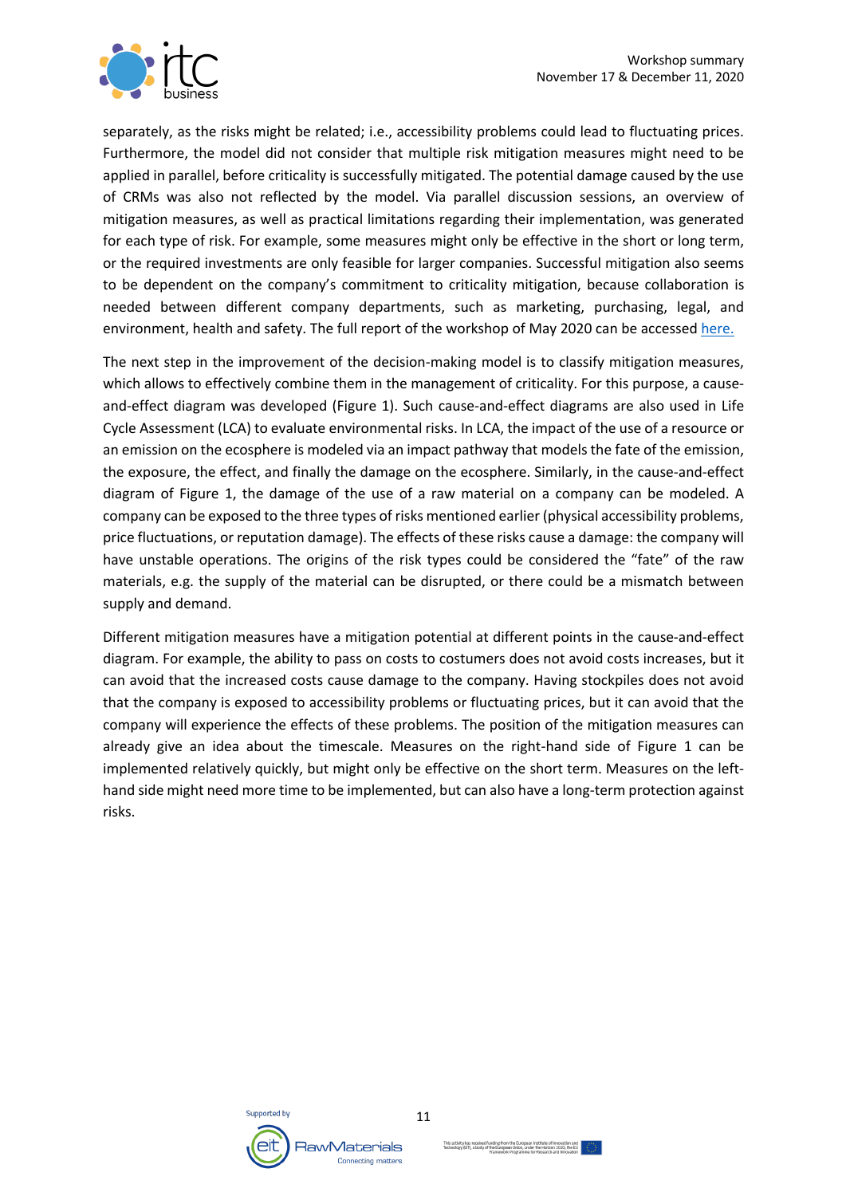separately, as the risks might be related; i.e., accessibility problems could lead to fluctuating prices. Furthermore, the model did not consider that multiple risk mitigation measures might need to be applied in parallel, before criticality is successfully mitigated. The potential damage caused by the use of CRMs was also not reflected by the model. Via parallel discussion sessions, an overview of mitigation measures, as well as practical limitations regarding their implementation, was generated for each type of risk. For example, some measures might only be effective in the short or long term, or the required investments are only feasible for larger companies. Successful mitigation also seems to be dependent on the company's commitment to criticality mitigation, because collaboration is needed between different company departments, such as marketing, purchasing, legal, and environment, health and safety. The full report of the workshop of May 2020 can be accessed here.

The next step in the improvement of the decision-making model is to classify mitigation measures, which allows to effectively combine them in the management of criticality. For this purpose, a cause-and-effect diagram was developed (Figure 1). Such cause-and-effect diagrams are also used in Life Cycle Assessment (LCA) to evaluate environmental risks. In LCA, the impact of the use of a resource or an emission on the ecosphere is modeled via an impact pathway that models the fate of the emission, the exposure, the effect, and finally the damage on the ecosphere. Similarly, in the cause-and-effect diagram of Figure 1, the damage of the use of a raw material on a company can be modeled. A company can be exposed to the three types of risks mentioned earlier (physical accessibility problems, price fluctuations, or reputation damage). The effects of these risks cause a damage: the company will have unstable operations. The origins of the risk types could be considered the "fate" of the raw materials, e.g. the supply of the material can be disrupted, or there could be a mismatch between supply and demand.

Different mitigation measures have a mitigation potential at different points in the cause-and-effect diagram. For example, the ability to pass on costs to costumers does not avoid costs increases, but it can avoid that the increased costs cause damage to the company. Having stockpiles does not avoid that the company is exposed to accessibility problems or fluctuating prices, but it can avoid that the company will experience the effects of these problems. The position of the mitigation measures can already give an idea about the timescale. Measures on the right-hand side of Figure 1 can be implemented relatively quickly, but might only be effective on the short term. Measures on the left-hand side might need more time to be implemented, but can also have a long-term protection against risks.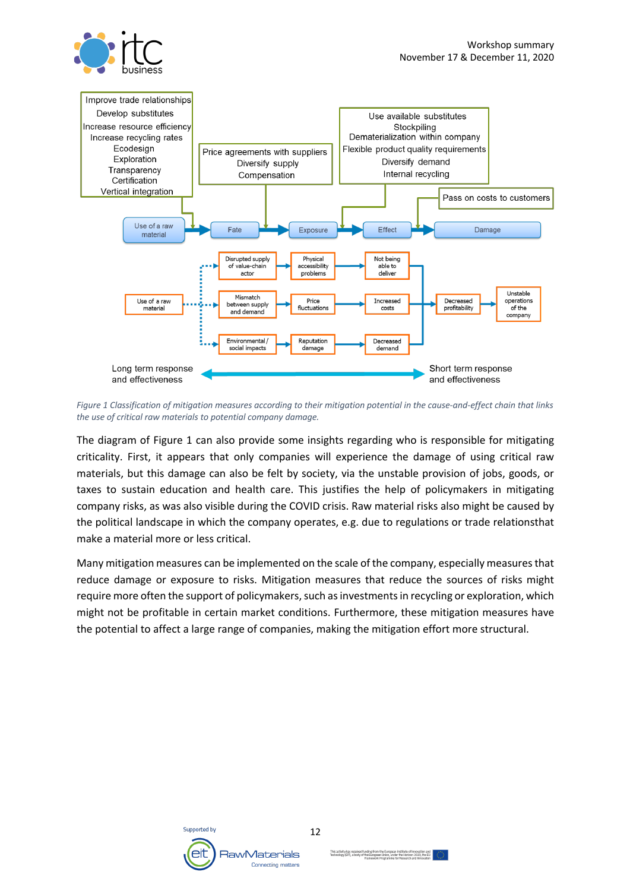Improve trade relationships
Develop substitutes
Increase resource efficiency
Increase recycling rates
Ecodesign
Exploration
Transparency
Certification
Vertical integration

Price agreements with suppliers
Diversify supply
Compensation

Use available substitutes
Stockpiling
Dematerialization within company
Flexible product quality requirements
Diversify demand
Internal recycling

Pass on costs to customers

Use of a raw material → Fate → Exposure → Effect → Damage

Use of a raw material → Disrupted supply of value-chain actor → Physical accessibility problems → Not being able to deliver

Use of a raw material → Mismatch between supply and demand → Price fluctuations → Increased costs → Decreased profitability → Unstable operations of the company

Use of a raw material → Environmental / social impacts → Reputation damage → Decreased demand

Long term response and effectiveness ↔ Short term response and effectiveness

*Figure 1 Classification of mitigation measures according to their mitigation potential in the cause-and-effect chain that links the use of critical raw materials to potential company damage.*

The diagram of Figure 1 can also provide some insights regarding who is responsible for mitigating criticality. First, it appears that only companies will experience the damage of using critical raw materials, but this damage can also be felt by society, via the unstable provision of jobs, goods, or taxes to sustain education and health care. This justifies the help of policymakers in mitigating company risks, as was also visible during the COVID crisis. Raw material risks also might be caused by the political landscape in which the company operates, e.g. due to regulations or trade relationsthat make a material more or less critical.

Many mitigation measures can be implemented on the scale of the company, especially measures that reduce damage or exposure to risks. Mitigation measures that reduce the sources of risks might require more often the support of policymakers, such as investments in recycling or exploration, which might not be profitable in certain market conditions. Furthermore, these mitigation measures have the potential to affect a large range of companies, making the mitigation effort more structural.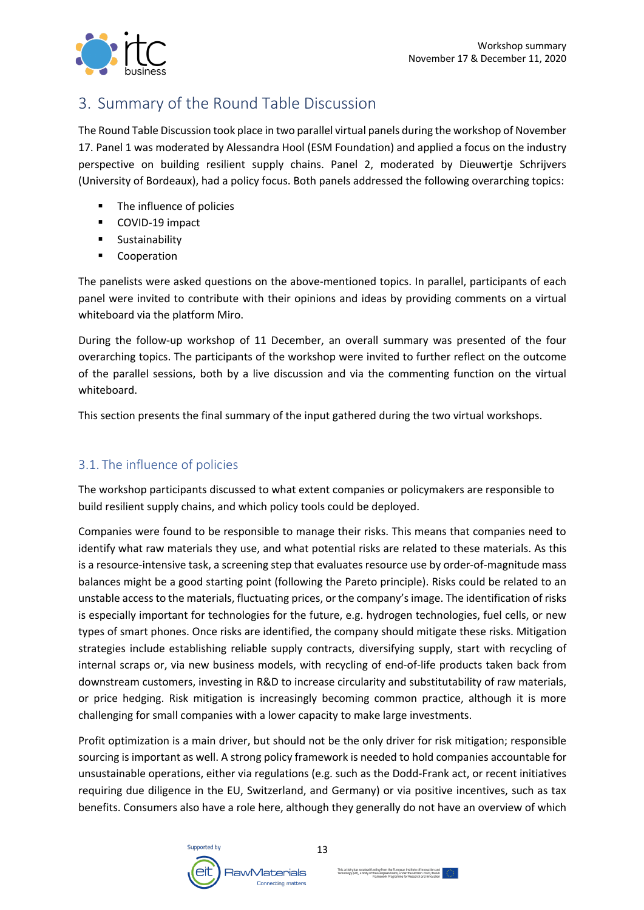# 3. Summary of the Round Table Discussion

The Round Table Discussion took place in two parallel virtual panels during the workshop of November 17. Panel 1 was moderated by Alessandra Hool (ESM Foundation) and applied a focus on the industry perspective on building resilient supply chains. Panel 2, moderated by Dieuwertje Schrijvers (University of Bordeaux), had a policy focus. Both panels addressed the following overarching topics:

- The influence of policies
- COVID-19 impact
- Sustainability
- Cooperation

The panelists were asked questions on the above-mentioned topics. In parallel, participants of each panel were invited to contribute with their opinions and ideas by providing comments on a virtual whiteboard via the platform Miro.

During the follow-up workshop of 11 December, an overall summary was presented of the four overarching topics. The participants of the workshop were invited to further reflect on the outcome of the parallel sessions, both by a live discussion and via the commenting function on the virtual whiteboard.

This section presents the final summary of the input gathered during the two virtual workshops.

## 3.1. The influence of policies

The workshop participants discussed to what extent companies or policymakers are responsible to build resilient supply chains, and which policy tools could be deployed.

Companies were found to be responsible to manage their risks. This means that companies need to identify what raw materials they use, and what potential risks are related to these materials. As this is a resource-intensive task, a screening step that evaluates resource use by order-of-magnitude mass balances might be a good starting point (following the Pareto principle). Risks could be related to an unstable access to the materials, fluctuating prices, or the company's image. The identification of risks is especially important for technologies for the future, e.g. hydrogen technologies, fuel cells, or new types of smart phones. Once risks are identified, the company should mitigate these risks. Mitigation strategies include establishing reliable supply contracts, diversifying supply, start with recycling of internal scraps or, via new business models, with recycling of end-of-life products taken back from downstream customers, investing in R&D to increase circularity and substitutability of raw materials, or price hedging. Risk mitigation is increasingly becoming common practice, although it is more challenging for small companies with a lower capacity to make large investments.

Profit optimization is a main driver, but should not be the only driver for risk mitigation; responsible sourcing is important as well. A strong policy framework is needed to hold companies accountable for unsustainable operations, either via regulations (e.g. such as the Dodd-Frank act, or recent initiatives requiring due diligence in the EU, Switzerland, and Germany) or via positive incentives, such as tax benefits. Consumers also have a role here, although they generally do not have an overview of which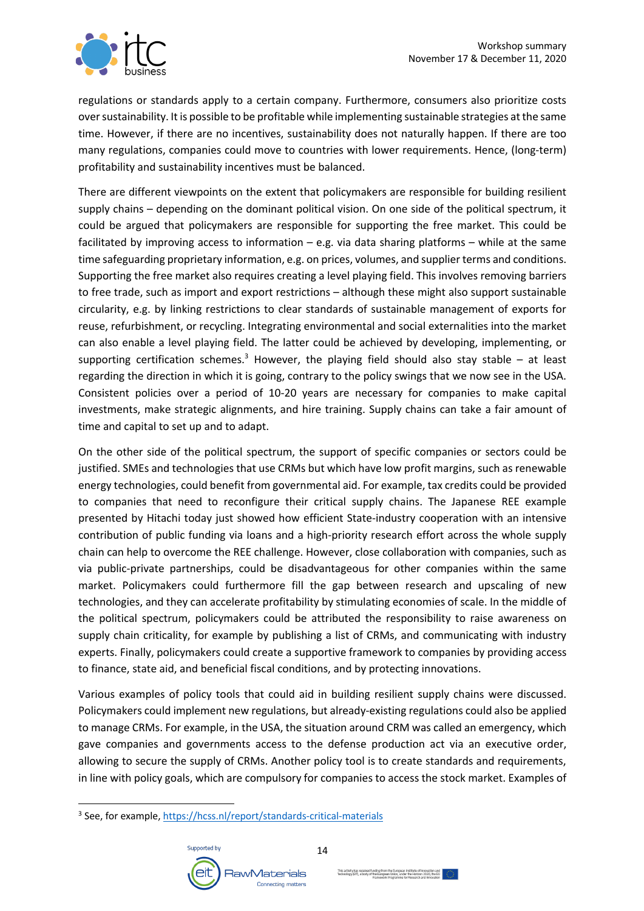regulations or standards apply to a certain company. Furthermore, consumers also prioritize costs over sustainability. It is possible to be profitable while implementing sustainable strategies at the same time. However, if there are no incentives, sustainability does not naturally happen. If there are too many regulations, companies could move to countries with lower requirements. Hence, (long-term) profitability and sustainability incentives must be balanced.

There are different viewpoints on the extent that policymakers are responsible for building resilient supply chains – depending on the dominant political vision. On one side of the political spectrum, it could be argued that policymakers are responsible for supporting the free market. This could be facilitated by improving access to information – e.g. via data sharing platforms – while at the same time safeguarding proprietary information, e.g. on prices, volumes, and supplier terms and conditions. Supporting the free market also requires creating a level playing field. This involves removing barriers to free trade, such as import and export restrictions – although these might also support sustainable circularity, e.g. by linking restrictions to clear standards of sustainable management of exports for reuse, refurbishment, or recycling. Integrating environmental and social externalities into the market can also enable a level playing field. The latter could be achieved by developing, implementing, or supporting certification schemes.[3] However, the playing field should also stay stable – at least regarding the direction in which it is going, contrary to the policy swings that we now see in the USA. Consistent policies over a period of 10-20 years are necessary for companies to make capital investments, make strategic alignments, and hire training. Supply chains can take a fair amount of time and capital to set up and to adapt.

On the other side of the political spectrum, the support of specific companies or sectors could be justified. SMEs and technologies that use CRMs but which have low profit margins, such as renewable energy technologies, could benefit from governmental aid. For example, tax credits could be provided to companies that need to reconfigure their critical supply chains. The Japanese REE example presented by Hitachi today just showed how efficient State-industry cooperation with an intensive contribution of public funding via loans and a high-priority research effort across the whole supply chain can help to overcome the REE challenge. However, close collaboration with companies, such as via public-private partnerships, could be disadvantageous for other companies within the same market. Policymakers could furthermore fill the gap between research and upscaling of new technologies, and they can accelerate profitability by stimulating economies of scale. In the middle of the political spectrum, policymakers could be attributed the responsibility to raise awareness on supply chain criticality, for example by publishing a list of CRMs, and communicating with industry experts. Finally, policymakers could create a supportive framework to companies by providing access to finance, state aid, and beneficial fiscal conditions, and by protecting innovations.

Various examples of policy tools that could aid in building resilient supply chains were discussed. Policymakers could implement new regulations, but already-existing regulations could also be applied to manage CRMs. For example, in the USA, the situation around CRM was called an emergency, which gave companies and governments access to the defense production act via an executive order, allowing to secure the supply of CRMs. Another policy tool is to create standards and requirements, in line with policy goals, which are compulsory for companies to access the stock market. Examples of

[3] See, for example, https://hcss.nl/report/standards-critical-materials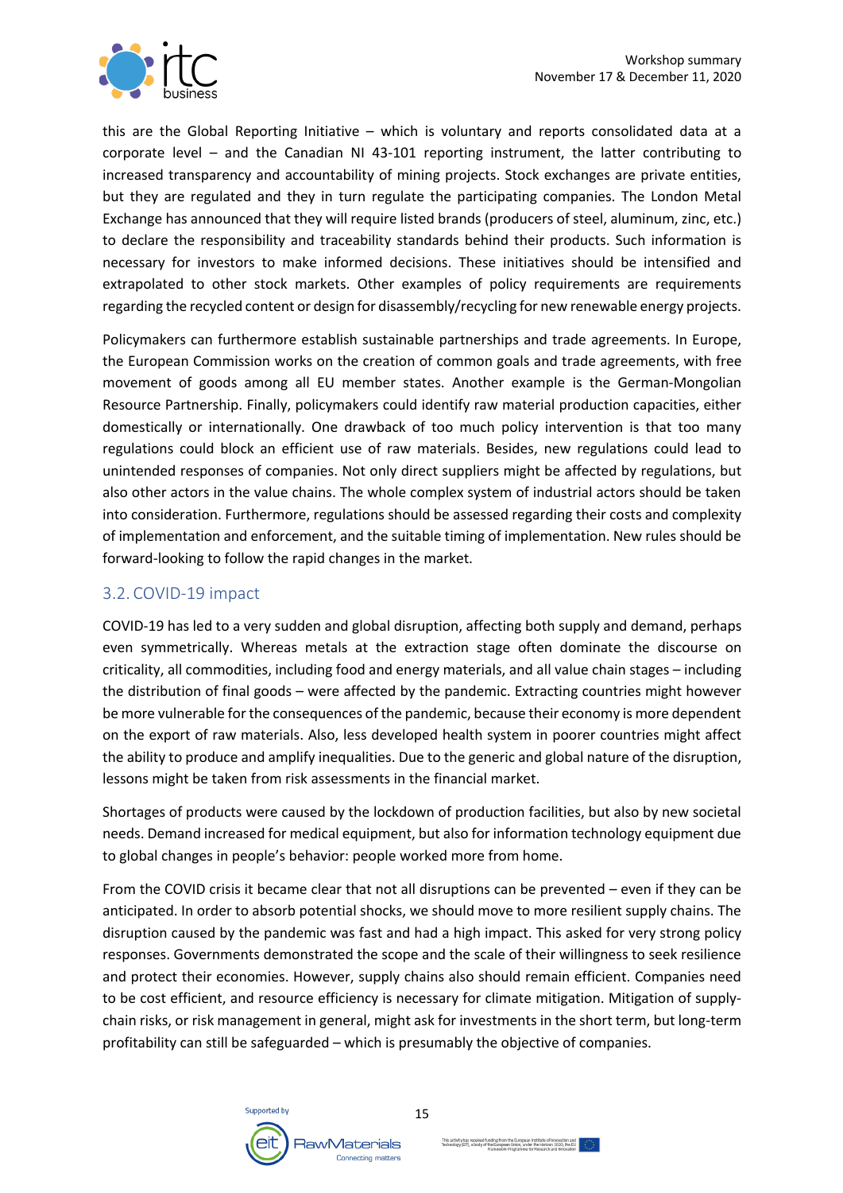this are the Global Reporting Initiative – which is voluntary and reports consolidated data at a corporate level – and the Canadian NI 43-101 reporting instrument, the latter contributing to increased transparency and accountability of mining projects. Stock exchanges are private entities, but they are regulated and they in turn regulate the participating companies. The London Metal Exchange has announced that they will require listed brands (producers of steel, aluminum, zinc, etc.) to declare the responsibility and traceability standards behind their products. Such information is necessary for investors to make informed decisions. These initiatives should be intensified and extrapolated to other stock markets. Other examples of policy requirements are requirements regarding the recycled content or design for disassembly/recycling for new renewable energy projects.

Policymakers can furthermore establish sustainable partnerships and trade agreements. In Europe, the European Commission works on the creation of common goals and trade agreements, with free movement of goods among all EU member states. Another example is the German-Mongolian Resource Partnership. Finally, policymakers could identify raw material production capacities, either domestically or internationally. One drawback of too much policy intervention is that too many regulations could block an efficient use of raw materials. Besides, new regulations could lead to unintended responses of companies. Not only direct suppliers might be affected by regulations, but also other actors in the value chains. The whole complex system of industrial actors should be taken into consideration. Furthermore, regulations should be assessed regarding their costs and complexity of implementation and enforcement, and the suitable timing of implementation. New rules should be forward-looking to follow the rapid changes in the market.

## 3.2. COVID-19 impact

COVID-19 has led to a very sudden and global disruption, affecting both supply and demand, perhaps even symmetrically. Whereas metals at the extraction stage often dominate the discourse on criticality, all commodities, including food and energy materials, and all value chain stages – including the distribution of final goods – were affected by the pandemic. Extracting countries might however be more vulnerable for the consequences of the pandemic, because their economy is more dependent on the export of raw materials. Also, less developed health system in poorer countries might affect the ability to produce and amplify inequalities. Due to the generic and global nature of the disruption, lessons might be taken from risk assessments in the financial market.

Shortages of products were caused by the lockdown of production facilities, but also by new societal needs. Demand increased for medical equipment, but also for information technology equipment due to global changes in people's behavior: people worked more from home.

From the COVID crisis it became clear that not all disruptions can be prevented – even if they can be anticipated. In order to absorb potential shocks, we should move to more resilient supply chains. The disruption caused by the pandemic was fast and had a high impact. This asked for very strong policy responses. Governments demonstrated the scope and the scale of their willingness to seek resilience and protect their economies. However, supply chains also should remain efficient. Companies need to be cost efficient, and resource efficiency is necessary for climate mitigation. Mitigation of supply-chain risks, or risk management in general, might ask for investments in the short term, but long-term profitability can still be safeguarded – which is presumably the objective of companies.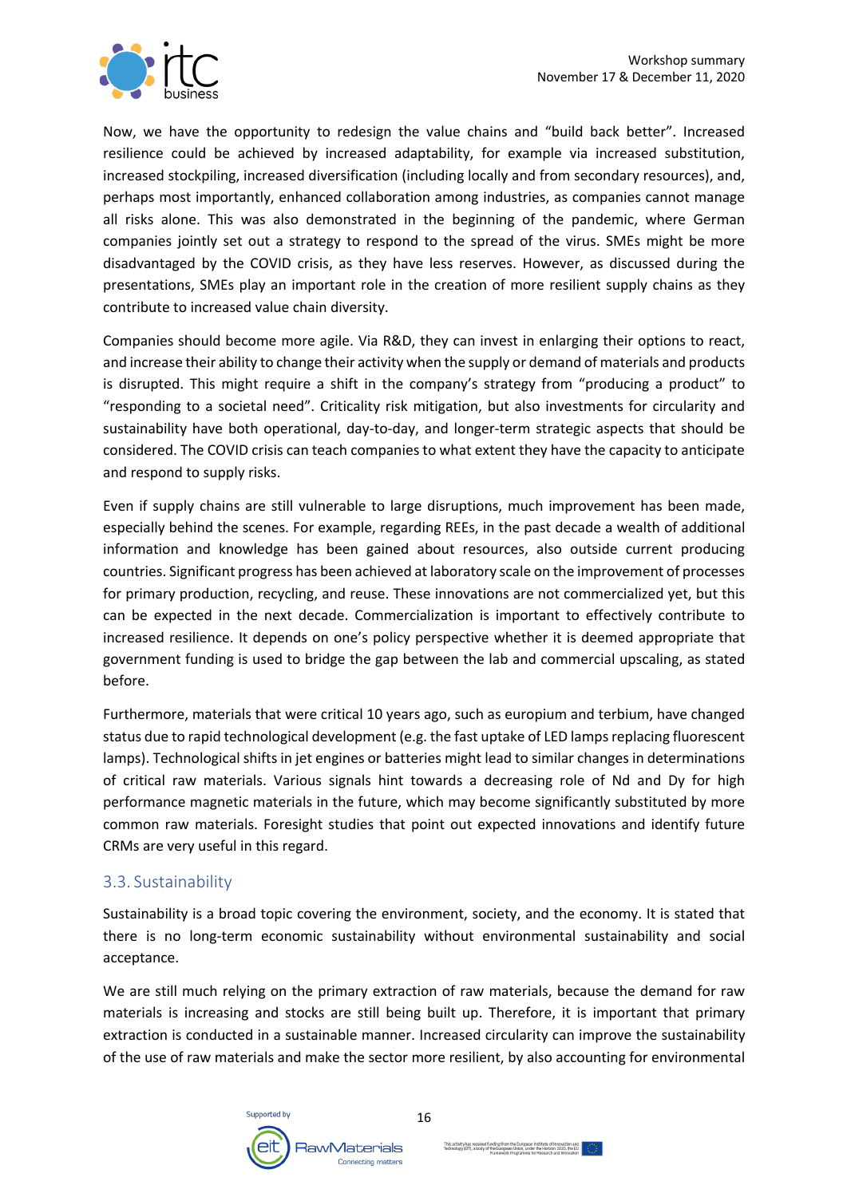Now, we have the opportunity to redesign the value chains and "build back better". Increased resilience could be achieved by increased adaptability, for example via increased substitution, increased stockpiling, increased diversification (including locally and from secondary resources), and, perhaps most importantly, enhanced collaboration among industries, as companies cannot manage all risks alone. This was also demonstrated in the beginning of the pandemic, where German companies jointly set out a strategy to respond to the spread of the virus. SMEs might be more disadvantaged by the COVID crisis, as they have less reserves. However, as discussed during the presentations, SMEs play an important role in the creation of more resilient supply chains as they contribute to increased value chain diversity.

Companies should become more agile. Via R&D, they can invest in enlarging their options to react, and increase their ability to change their activity when the supply or demand of materials and products is disrupted. This might require a shift in the company's strategy from "producing a product" to "responding to a societal need". Criticality risk mitigation, but also investments for circularity and sustainability have both operational, day-to-day, and longer-term strategic aspects that should be considered. The COVID crisis can teach companies to what extent they have the capacity to anticipate and respond to supply risks.

Even if supply chains are still vulnerable to large disruptions, much improvement has been made, especially behind the scenes. For example, regarding REEs, in the past decade a wealth of additional information and knowledge has been gained about resources, also outside current producing countries. Significant progress has been achieved at laboratory scale on the improvement of processes for primary production, recycling, and reuse. These innovations are not commercialized yet, but this can be expected in the next decade. Commercialization is important to effectively contribute to increased resilience. It depends on one's policy perspective whether it is deemed appropriate that government funding is used to bridge the gap between the lab and commercial upscaling, as stated before.

Furthermore, materials that were critical 10 years ago, such as europium and terbium, have changed status due to rapid technological development (e.g. the fast uptake of LED lamps replacing fluorescent lamps). Technological shifts in jet engines or batteries might lead to similar changes in determinations of critical raw materials. Various signals hint towards a decreasing role of Nd and Dy for high performance magnetic materials in the future, which may become significantly substituted by more common raw materials. Foresight studies that point out expected innovations and identify future CRMs are very useful in this regard.

## 3.3. Sustainability

Sustainability is a broad topic covering the environment, society, and the economy. It is stated that there is no long-term economic sustainability without environmental sustainability and social acceptance.

We are still much relying on the primary extraction of raw materials, because the demand for raw materials is increasing and stocks are still being built up. Therefore, it is important that primary extraction is conducted in a sustainable manner. Increased circularity can improve the sustainability of the use of raw materials and make the sector more resilient, by also accounting for environmental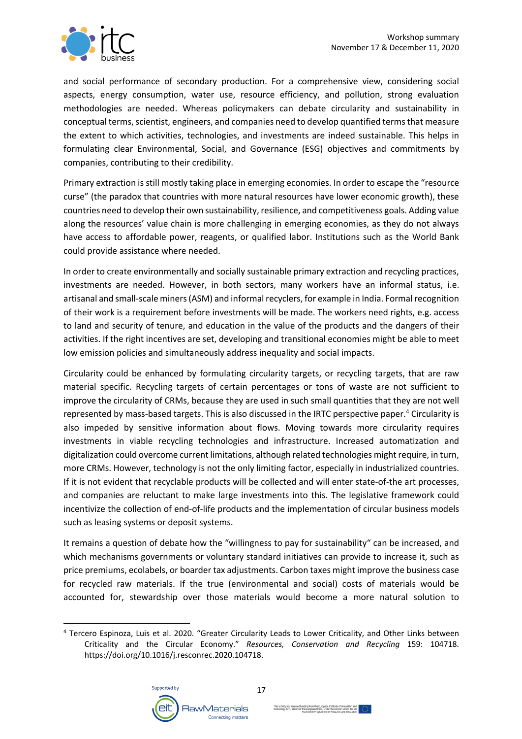and social performance of secondary production. For a comprehensive view, considering social aspects, energy consumption, water use, resource efficiency, and pollution, strong evaluation methodologies are needed. Whereas policymakers can debate circularity and sustainability in conceptual terms, scientist, engineers, and companies need to develop quantified terms that measure the extent to which activities, technologies, and investments are indeed sustainable. This helps in formulating clear Environmental, Social, and Governance (ESG) objectives and commitments by companies, contributing to their credibility.

Primary extraction is still mostly taking place in emerging economies. In order to escape the "resource curse" (the paradox that countries with more natural resources have lower economic growth), these countries need to develop their own sustainability, resilience, and competitiveness goals. Adding value along the resources' value chain is more challenging in emerging economies, as they do not always have access to affordable power, reagents, or qualified labor. Institutions such as the World Bank could provide assistance where needed.

In order to create environmentally and socially sustainable primary extraction and recycling practices, investments are needed. However, in both sectors, many workers have an informal status, i.e. artisanal and small-scale miners (ASM) and informal recyclers, for example in India. Formal recognition of their work is a requirement before investments will be made. The workers need rights, e.g. access to land and security of tenure, and education in the value of the products and the dangers of their activities. If the right incentives are set, developing and transitional economies might be able to meet low emission policies and simultaneously address inequality and social impacts.

Circularity could be enhanced by formulating circularity targets, or recycling targets, that are raw material specific. Recycling targets of certain percentages or tons of waste are not sufficient to improve the circularity of CRMs, because they are used in such small quantities that they are not well represented by mass-based targets. This is also discussed in the IRTC perspective paper.[4] Circularity is also impeded by sensitive information about flows. Moving towards more circularity requires investments in viable recycling technologies and infrastructure. Increased automatization and digitalization could overcome current limitations, although related technologies might require, in turn, more CRMs. However, technology is not the only limiting factor, especially in industrialized countries. If it is not evident that recyclable products will be collected and will enter state-of-the art processes, and companies are reluctant to make large investments into this. The legislative framework could incentivize the collection of end-of-life products and the implementation of circular business models such as leasing systems or deposit systems.

It remains a question of debate how the "willingness to pay for sustainability" can be increased, and which mechanisms governments or voluntary standard initiatives can provide to increase it, such as price premiums, ecolabels, or boarder tax adjustments. Carbon taxes might improve the business case for recycled raw materials. If the true (environmental and social) costs of materials would be accounted for, stewardship over those materials would become a more natural solution to

[4] Tercero Espinoza, Luis et al. 2020. "Greater Circularity Leads to Lower Criticality, and Other Links between Criticality and the Circular Economy." *Resources, Conservation and Recycling* 159: 104718. https://doi.org/10.1016/j.resconrec.2020.104718.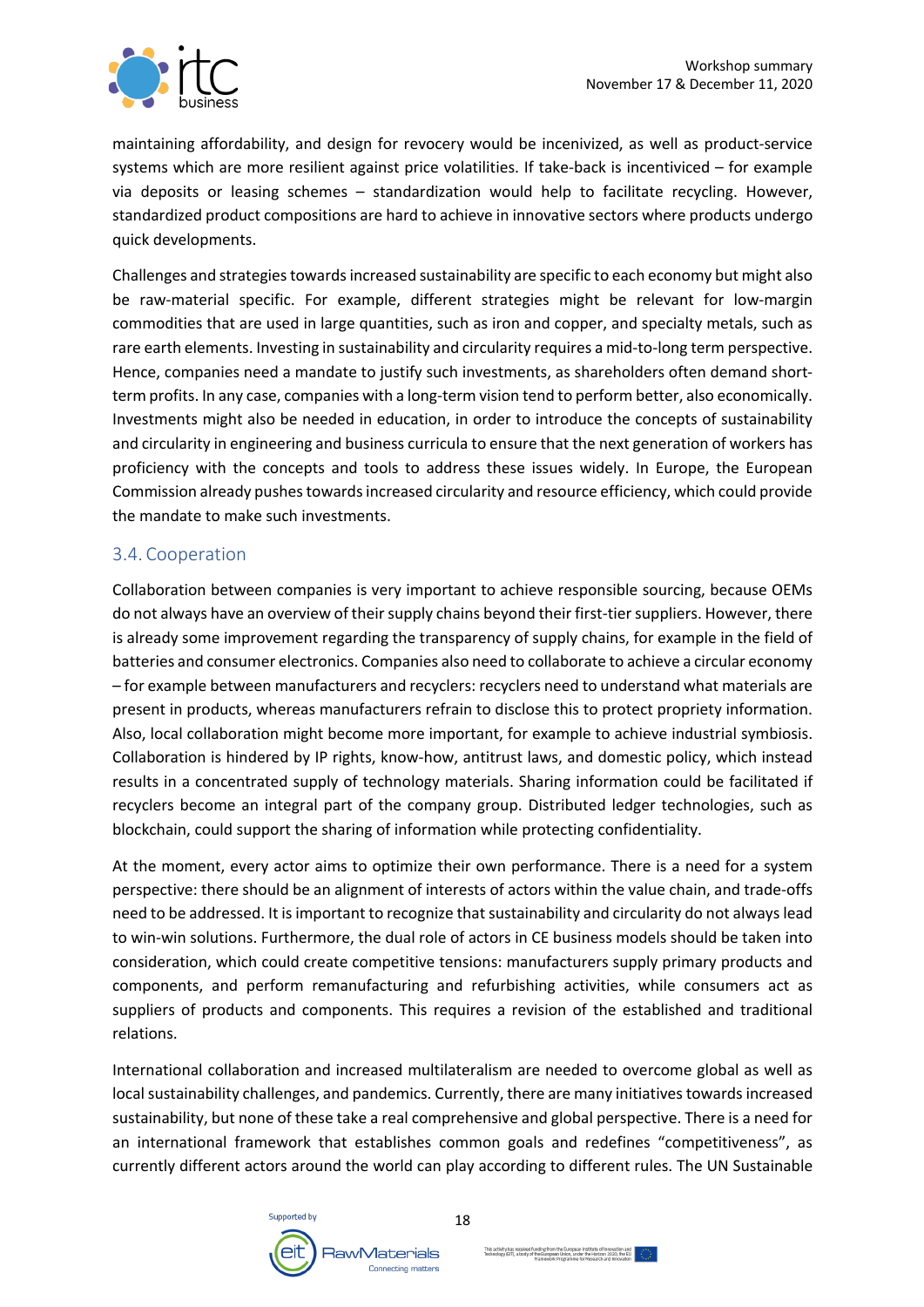maintaining affordability, and design for revocery would be incenivized, as well as product-service systems which are more resilient against price volatilities. If take-back is incenticved – for example via deposits or leasing schemes – standardization would help to facilitate recycling. However, standardized product compositions are hard to achieve in innovative sectors where products undergo quick developments.

Challenges and strategies towards increased sustainability are specific to each economy but might also be raw-material specific. For example, different strategies might be relevant for low-margin commodities that are used in large quantities, such as iron and copper, and specialty metals, such as rare earth elements. Investing in sustainability and circularity requires a mid-to-long term perspective. Hence, companies need a mandate to justify such investments, as shareholders often demand short-term profits. In any case, companies with a long-term vision tend to perform better, also economically. Investments might also be needed in education, in order to introduce the concepts of sustainability and circularity in engineering and business curricula to ensure that the next generation of workers has proficiency with the concepts and tools to address these issues widely. In Europe, the European Commission already pushes towards increased circularity and resource efficiency, which could provide the mandate to make such investments.

## 3.4. Cooperation

Collaboration between companies is very important to achieve responsible sourcing, because OEMs do not always have an overview of their supply chains beyond their first-tier suppliers. However, there is already some improvement regarding the transparency of supply chains, for example in the field of batteries and consumer electronics. Companies also need to collaborate to achieve a circular economy – for example between manufacturers and recyclers: recyclers need to understand what materials are present in products, whereas manufacturers refrain to disclose this to protect propriety information. Also, local collaboration might become more important, for example to achieve industrial symbiosis. Collaboration is hindered by IP rights, know-how, antitrust laws, and domestic policy, which instead results in a concentrated supply of technology materials. Sharing information could be facilitated if recyclers become an integral part of the company group. Distributed ledger technologies, such as blockchain, could support the sharing of information while protecting confidentiality.

At the moment, every actor aims to optimize their own performance. There is a need for a system perspective: there should be an alignment of interests of actors within the value chain, and trade-offs need to be addressed. It is important to recognize that sustainability and circularity do not always lead to win-win solutions. Furthermore, the dual role of actors in CE business models should be taken into consideration, which could create competitive tensions: manufacturers supply primary products and components, and perform remanufacturing and refurbishing activities, while consumers act as suppliers of products and components. This requires a revision of the established and traditional relations.

International collaboration and increased multilateralism are needed to overcome global as well as local sustainability challenges, and pandemics. Currently, there are many initiatives towards increased sustainability, but none of these take a real comprehensive and global perspective. There is a need for an international framework that establishes common goals and redefines "competitiveness", as currently different actors around the world can play according to different rules. The UN Sustainable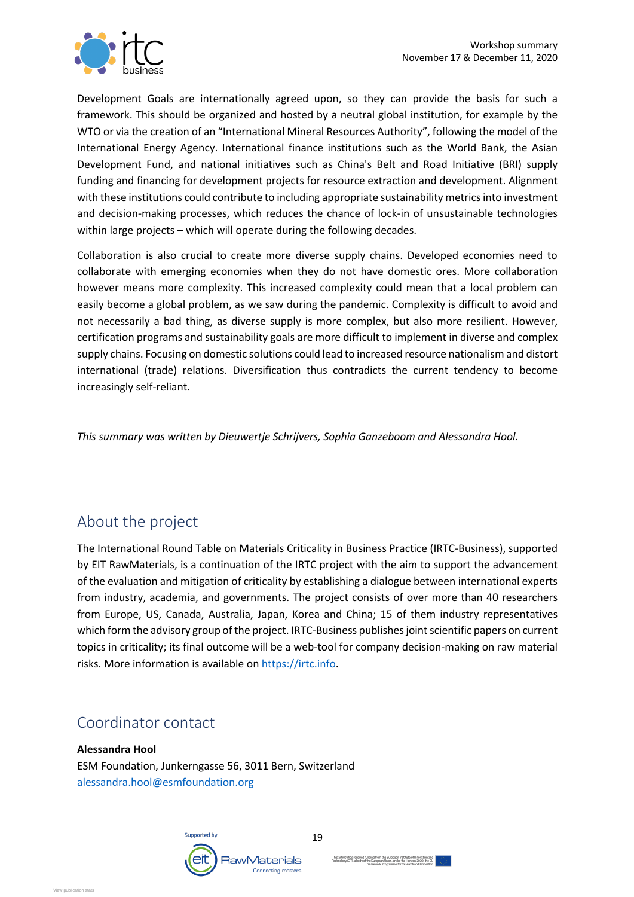Development Goals are internationally agreed upon, so they can provide the basis for such a framework. This should be organized and hosted by a neutral global institution, for example by the WTO or via the creation of an "International Mineral Resources Authority", following the model of the International Energy Agency. International finance institutions such as the World Bank, the Asian Development Fund, and national initiatives such as China's Belt and Road Initiative (BRI) supply funding and financing for development projects for resource extraction and development. Alignment with these institutions could contribute to including appropriate sustainability metrics into investment and decision-making processes, which reduces the chance of lock-in of unsustainable technologies within large projects – which will operate during the following decades.

Collaboration is also crucial to create more diverse supply chains. Developed economies need to collaborate with emerging economies when they do not have domestic ores. More collaboration however means more complexity. This increased complexity could mean that a local problem can easily become a global problem, as we saw during the pandemic. Complexity is difficult to avoid and not necessarily a bad thing, as diverse supply is more complex, but also more resilient. However, certification programs and sustainability goals are more difficult to implement in diverse and complex supply chains. Focusing on domestic solutions could lead to increased resource nationalism and distort international (trade) relations. Diversification thus contradicts the current tendency to become increasingly self-reliant.

*This summary was written by Dieuwertje Schrijvers, Sophia Ganzeboom and Alessandra Hool.*

## About the project

The International Round Table on Materials Criticality in Business Practice (IRTC-Business), supported by EIT RawMaterials, is a continuation of the IRTC project with the aim to support the advancement of the evaluation and mitigation of criticality by establishing a dialogue between international experts from industry, academia, and governments. The project consists of over more than 40 researchers from Europe, US, Canada, Australia, Japan, Korea and China; 15 of them industry representatives which form the advisory group of the project. IRTC-Business publishes joint scientific papers on current topics in criticality; its final outcome will be a web-tool for company decision-making on raw material risks. More information is available on https://irtc.info.

## Coordinator contact

**Alessandra Hool**
ESM Foundation, Junkerngasse 56, 3011 Bern, Switzerland
alessandra.hool@esmfoundation.org